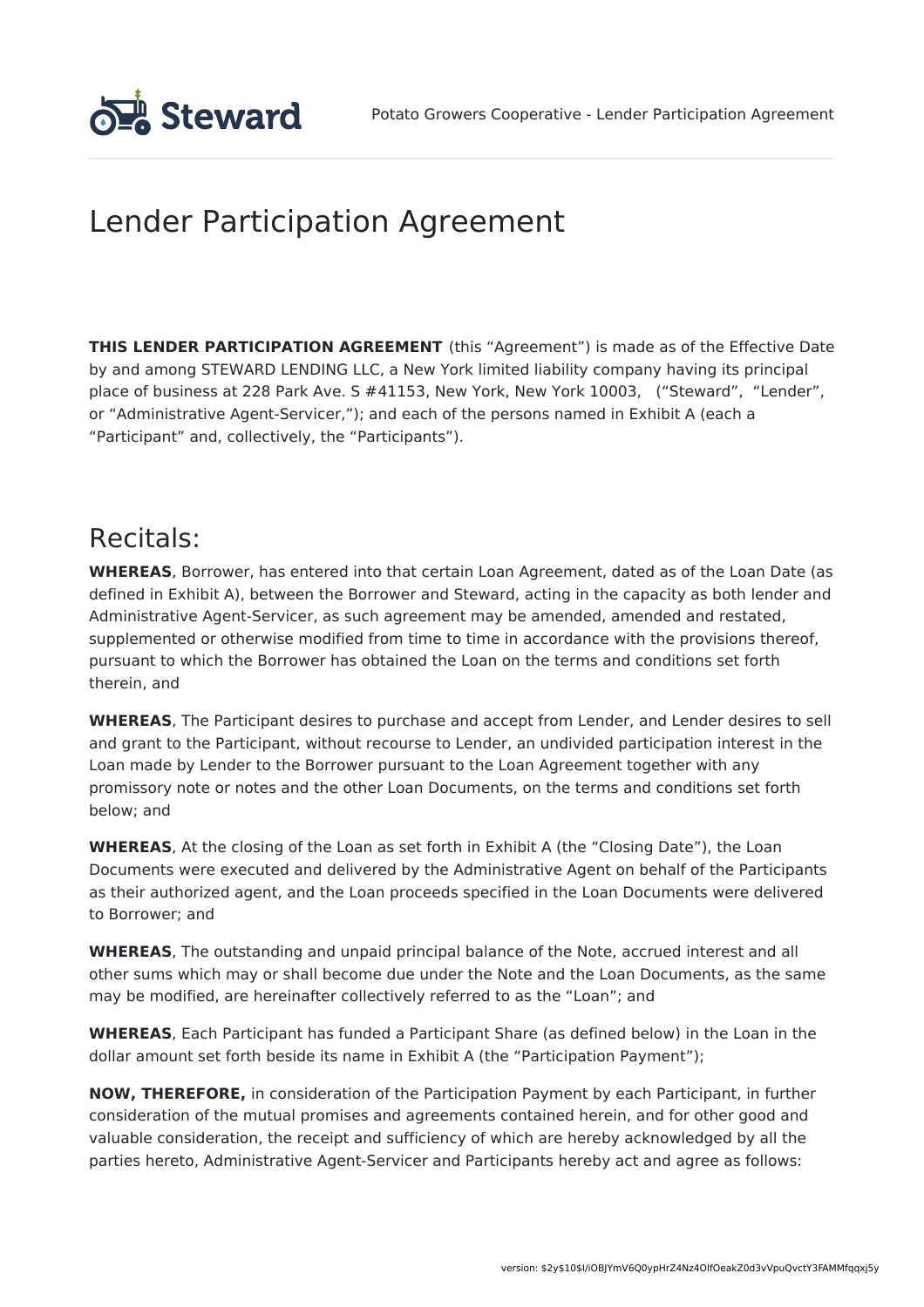# Lender Participation Agreement

**THIS LENDER PARTICIPATION AGREEMENT** (this "Agreement") is made as of the Effective Date by and among STEWARD LENDING LLC, a New York limited liability company having its principal place of business at 228 Park Ave. S #41153, New York, New York 10003, ("Steward", "Lender", or "Administrative Agent-Servicer,"); and each of the persons named in Exhibit A (each a "Participant" and, collectively, the "Participants").

## Recitals:

**WHEREAS**, Borrower, has entered into that certain Loan Agreement, dated as of the Loan Date (as defined in Exhibit A), between the Borrower and Steward, acting in the capacity as both lender and Administrative Agent-Servicer, as such agreement may be amended, amended and restated, supplemented or otherwise modified from time to time in accordance with the provisions thereof, pursuant to which the Borrower has obtained the Loan on the terms and conditions set forth therein, and

**WHEREAS**, The Participant desires to purchase and accept from Lender, and Lender desires to sell and grant to the Participant, without recourse to Lender, an undivided participation interest in the Loan made by Lender to the Borrower pursuant to the Loan Agreement together with any promissory note or notes and the other Loan Documents, on the terms and conditions set forth below; and

**WHEREAS**, At the closing of the Loan as set forth in Exhibit A (the "Closing Date"), the Loan Documents were executed and delivered by the Administrative Agent on behalf of the Participants as their authorized agent, and the Loan proceeds specified in the Loan Documents were delivered to Borrower; and

**WHEREAS**, The outstanding and unpaid principal balance of the Note, accrued interest and all other sums which may or shall become due under the Note and the Loan Documents, as the same may be modified, are hereinafter collectively referred to as the "Loan"; and

**WHEREAS**, Each Participant has funded a Participant Share (as defined below) in the Loan in the dollar amount set forth beside its name in Exhibit A (the "Participation Payment");

**NOW, THEREFORE,** in consideration of the Participation Payment by each Participant, in further consideration of the mutual promises and agreements contained herein, and for other good and valuable consideration, the receipt and sufficiency of which are hereby acknowledged by all the parties hereto, Administrative Agent-Servicer and Participants hereby act and agree as follows: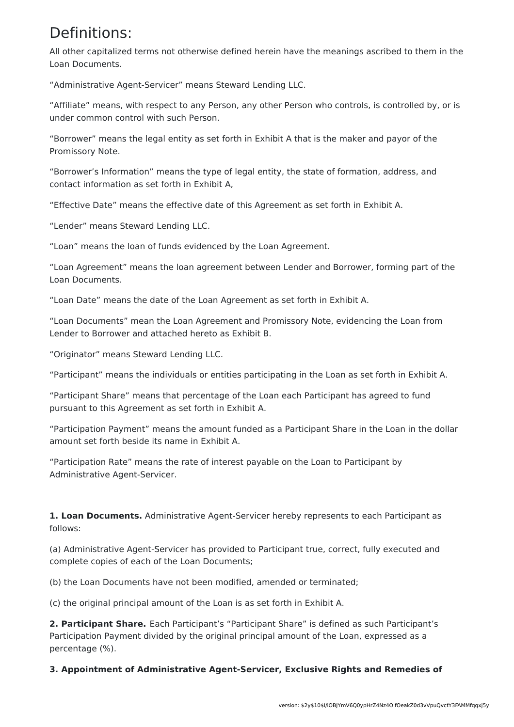# Definitions:

All other capitalized terms not otherwise defined herein have the meanings ascribed to them in the Loan Documents.

“Administrative Agent-Servicer” means Steward Lending LLC.

“Affiliate” means, with respect to any Person, any other Person who controls, is controlled by, or is under common control with such Person.

“Borrower” means the legal entity as set forth in Exhibit A that is the maker and payor of the Promissory Note.

“Borrower’s Information” means the type of legal entity, the state of formation, address, and contact information as set forth in Exhibit A,

“Effective Date” means the effective date of this Agreement as set forth in Exhibit A.

“Lender” means Steward Lending LLC.

“Loan” means the loan of funds evidenced by the Loan Agreement.

“Loan Agreement” means the loan agreement between Lender and Borrower, forming part of the Loan Documents.

“Loan Date” means the date of the Loan Agreement as set forth in Exhibit A.

“Loan Documents” mean the Loan Agreement and Promissory Note, evidencing the Loan from Lender to Borrower and attached hereto as Exhibit B.

“Originator” means Steward Lending LLC.

“Participant” means the individuals or entities participating in the Loan as set forth in Exhibit A.

“Participant Share” means that percentage of the Loan each Participant has agreed to fund pursuant to this Agreement as set forth in Exhibit A.

“Participation Payment” means the amount funded as a Participant Share in the Loan in the dollar amount set forth beside its name in Exhibit A.

“Participation Rate” means the rate of interest payable on the Loan to Participant by Administrative Agent-Servicer.

**1. Loan Documents.** Administrative Agent-Servicer hereby represents to each Participant as follows:

(a) Administrative Agent-Servicer has provided to Participant true, correct, fully executed and complete copies of each of the Loan Documents;

(b) the Loan Documents have not been modified, amended or terminated;

(c) the original principal amount of the Loan is as set forth in Exhibit A.

**2. Participant Share.** Each Participant’s “Participant Share” is defined as such Participant’s Participation Payment divided by the original principal amount of the Loan, expressed as a percentage (%).

**3. Appointment of Administrative Agent-Servicer, Exclusive Rights and Remedies of**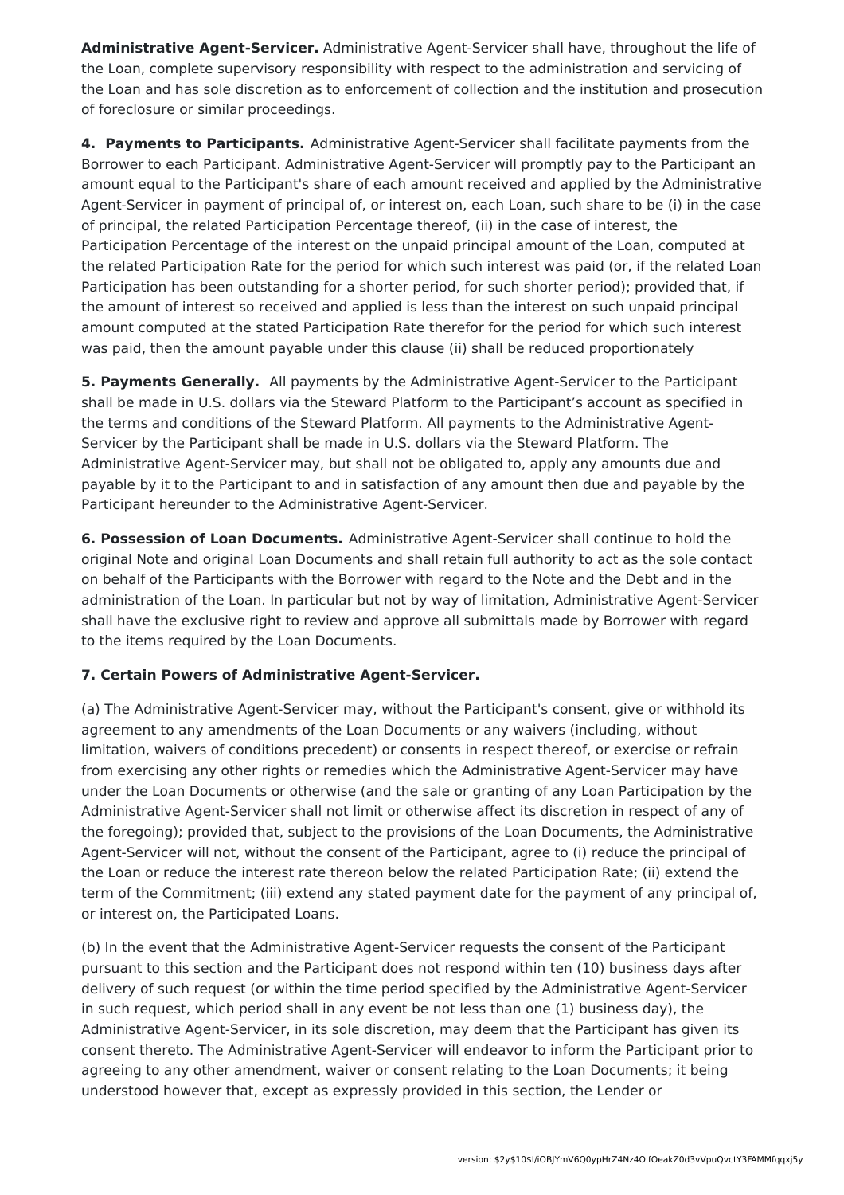**Administrative Agent-Servicer.** Administrative Agent-Servicer shall have, throughout the life of the Loan, complete supervisory responsibility with respect to the administration and servicing of the Loan and has sole discretion as to enforcement of collection and the institution and prosecution of foreclosure or similar proceedings.

**4. Payments to Participants.** Administrative Agent-Servicer shall facilitate payments from the Borrower to each Participant. Administrative Agent-Servicer will promptly pay to the Participant an amount equal to the Participant's share of each amount received and applied by the Administrative Agent-Servicer in payment of principal of, or interest on, each Loan, such share to be (i) in the case of principal, the related Participation Percentage thereof, (ii) in the case of interest, the Participation Percentage of the interest on the unpaid principal amount of the Loan, computed at the related Participation Rate for the period for which such interest was paid (or, if the related Loan Participation has been outstanding for a shorter period, for such shorter period); provided that, if the amount of interest so received and applied is less than the interest on such unpaid principal amount computed at the stated Participation Rate therefor for the period for which such interest was paid, then the amount payable under this clause (ii) shall be reduced proportionately

**5. Payments Generally.** All payments by the Administrative Agent-Servicer to the Participant shall be made in U.S. dollars via the Steward Platform to the Participant's account as specified in the terms and conditions of the Steward Platform. All payments to the Administrative Agent-Servicer by the Participant shall be made in U.S. dollars via the Steward Platform. The Administrative Agent-Servicer may, but shall not be obligated to, apply any amounts due and payable by it to the Participant to and in satisfaction of any amount then due and payable by the Participant hereunder to the Administrative Agent-Servicer.

**6. Possession of Loan Documents.** Administrative Agent-Servicer shall continue to hold the original Note and original Loan Documents and shall retain full authority to act as the sole contact on behalf of the Participants with the Borrower with regard to the Note and the Debt and in the administration of the Loan. In particular but not by way of limitation, Administrative Agent-Servicer shall have the exclusive right to review and approve all submittals made by Borrower with regard to the items required by the Loan Documents.

**7. Certain Powers of Administrative Agent-Servicer.**

(a) The Administrative Agent-Servicer may, without the Participant's consent, give or withhold its agreement to any amendments of the Loan Documents or any waivers (including, without limitation, waivers of conditions precedent) or consents in respect thereof, or exercise or refrain from exercising any other rights or remedies which the Administrative Agent-Servicer may have under the Loan Documents or otherwise (and the sale or granting of any Loan Participation by the Administrative Agent-Servicer shall not limit or otherwise affect its discretion in respect of any of the foregoing); provided that, subject to the provisions of the Loan Documents, the Administrative Agent-Servicer will not, without the consent of the Participant, agree to (i) reduce the principal of the Loan or reduce the interest rate thereon below the related Participation Rate; (ii) extend the term of the Commitment; (iii) extend any stated payment date for the payment of any principal of, or interest on, the Participated Loans.

(b) In the event that the Administrative Agent-Servicer requests the consent of the Participant pursuant to this section and the Participant does not respond within ten (10) business days after delivery of such request (or within the time period specified by the Administrative Agent-Servicer in such request, which period shall in any event be not less than one (1) business day), the Administrative Agent-Servicer, in its sole discretion, may deem that the Participant has given its consent thereto. The Administrative Agent-Servicer will endeavor to inform the Participant prior to agreeing to any other amendment, waiver or consent relating to the Loan Documents; it being understood however that, except as expressly provided in this section, the Lender or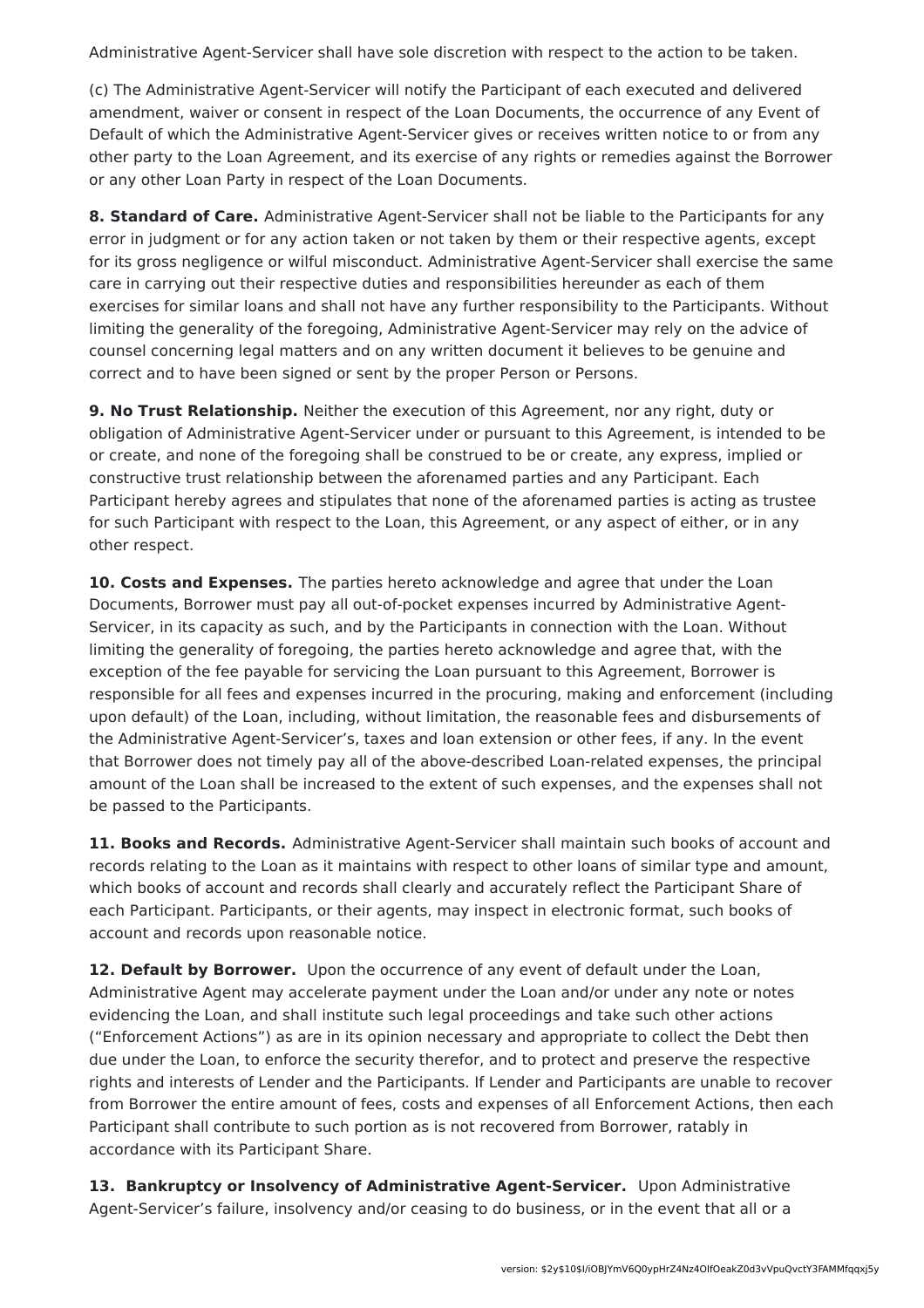Administrative Agent-Servicer shall have sole discretion with respect to the action to be taken.

(c) The Administrative Agent-Servicer will notify the Participant of each executed and delivered amendment, waiver or consent in respect of the Loan Documents, the occurrence of any Event of Default of which the Administrative Agent-Servicer gives or receives written notice to or from any other party to the Loan Agreement, and its exercise of any rights or remedies against the Borrower or any other Loan Party in respect of the Loan Documents.

**8. Standard of Care.** Administrative Agent-Servicer shall not be liable to the Participants for any error in judgment or for any action taken or not taken by them or their respective agents, except for its gross negligence or wilful misconduct. Administrative Agent-Servicer shall exercise the same care in carrying out their respective duties and responsibilities hereunder as each of them exercises for similar loans and shall not have any further responsibility to the Participants. Without limiting the generality of the foregoing, Administrative Agent-Servicer may rely on the advice of counsel concerning legal matters and on any written document it believes to be genuine and correct and to have been signed or sent by the proper Person or Persons.

**9. No Trust Relationship.** Neither the execution of this Agreement, nor any right, duty or obligation of Administrative Agent-Servicer under or pursuant to this Agreement, is intended to be or create, and none of the foregoing shall be construed to be or create, any express, implied or constructive trust relationship between the aforenamed parties and any Participant. Each Participant hereby agrees and stipulates that none of the aforenamed parties is acting as trustee for such Participant with respect to the Loan, this Agreement, or any aspect of either, or in any other respect.

**10. Costs and Expenses.** The parties hereto acknowledge and agree that under the Loan Documents, Borrower must pay all out-of-pocket expenses incurred by Administrative Agent-Servicer, in its capacity as such, and by the Participants in connection with the Loan. Without limiting the generality of foregoing, the parties hereto acknowledge and agree that, with the exception of the fee payable for servicing the Loan pursuant to this Agreement, Borrower is responsible for all fees and expenses incurred in the procuring, making and enforcement (including upon default) of the Loan, including, without limitation, the reasonable fees and disbursements of the Administrative Agent-Servicer's, taxes and loan extension or other fees, if any. In the event that Borrower does not timely pay all of the above-described Loan-related expenses, the principal amount of the Loan shall be increased to the extent of such expenses, and the expenses shall not be passed to the Participants.

**11. Books and Records.** Administrative Agent-Servicer shall maintain such books of account and records relating to the Loan as it maintains with respect to other loans of similar type and amount, which books of account and records shall clearly and accurately reflect the Participant Share of each Participant. Participants, or their agents, may inspect in electronic format, such books of account and records upon reasonable notice.

**12. Default by Borrower.** Upon the occurrence of any event of default under the Loan, Administrative Agent may accelerate payment under the Loan and/or under any note or notes evidencing the Loan, and shall institute such legal proceedings and take such other actions ("Enforcement Actions") as are in its opinion necessary and appropriate to collect the Debt then due under the Loan, to enforce the security therefor, and to protect and preserve the respective rights and interests of Lender and the Participants. If Lender and Participants are unable to recover from Borrower the entire amount of fees, costs and expenses of all Enforcement Actions, then each Participant shall contribute to such portion as is not recovered from Borrower, ratably in accordance with its Participant Share.

**13. Bankruptcy or Insolvency of Administrative Agent-Servicer.** Upon Administrative Agent-Servicer's failure, insolvency and/or ceasing to do business, or in the event that all or a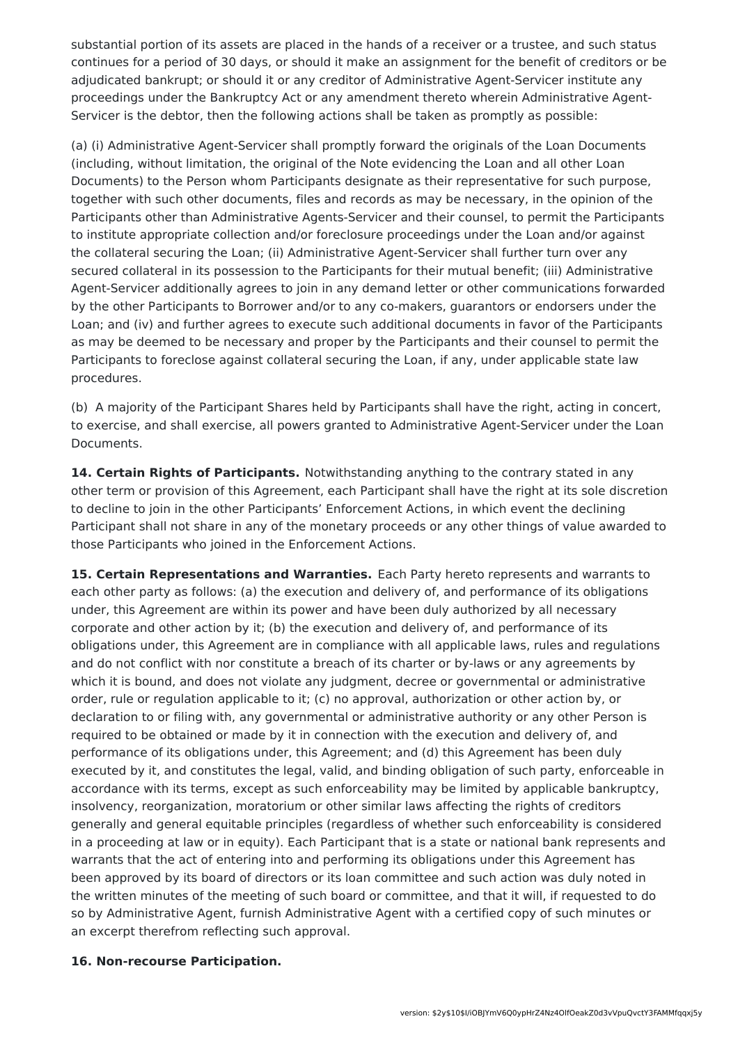substantial portion of its assets are placed in the hands of a receiver or a trustee, and such status continues for a period of 30 days, or should it make an assignment for the benefit of creditors or be adjudicated bankrupt; or should it or any creditor of Administrative Agent-Servicer institute any proceedings under the Bankruptcy Act or any amendment thereto wherein Administrative Agent-Servicer is the debtor, then the following actions shall be taken as promptly as possible:

(a) (i) Administrative Agent-Servicer shall promptly forward the originals of the Loan Documents (including, without limitation, the original of the Note evidencing the Loan and all other Loan Documents) to the Person whom Participants designate as their representative for such purpose, together with such other documents, files and records as may be necessary, in the opinion of the Participants other than Administrative Agents-Servicer and their counsel, to permit the Participants to institute appropriate collection and/or foreclosure proceedings under the Loan and/or against the collateral securing the Loan; (ii) Administrative Agent-Servicer shall further turn over any secured collateral in its possession to the Participants for their mutual benefit; (iii) Administrative Agent-Servicer additionally agrees to join in any demand letter or other communications forwarded by the other Participants to Borrower and/or to any co-makers, guarantors or endorsers under the Loan; and (iv) and further agrees to execute such additional documents in favor of the Participants as may be deemed to be necessary and proper by the Participants and their counsel to permit the Participants to foreclose against collateral securing the Loan, if any, under applicable state law procedures.

(b) A majority of the Participant Shares held by Participants shall have the right, acting in concert, to exercise, and shall exercise, all powers granted to Administrative Agent-Servicer under the Loan Documents.

**14. Certain Rights of Participants.** Notwithstanding anything to the contrary stated in any other term or provision of this Agreement, each Participant shall have the right at its sole discretion to decline to join in the other Participants' Enforcement Actions, in which event the declining Participant shall not share in any of the monetary proceeds or any other things of value awarded to those Participants who joined in the Enforcement Actions.

**15. Certain Representations and Warranties.** Each Party hereto represents and warrants to each other party as follows: (a) the execution and delivery of, and performance of its obligations under, this Agreement are within its power and have been duly authorized by all necessary corporate and other action by it; (b) the execution and delivery of, and performance of its obligations under, this Agreement are in compliance with all applicable laws, rules and regulations and do not conflict with nor constitute a breach of its charter or by-laws or any agreements by which it is bound, and does not violate any judgment, decree or governmental or administrative order, rule or regulation applicable to it; (c) no approval, authorization or other action by, or declaration to or filing with, any governmental or administrative authority or any other Person is required to be obtained or made by it in connection with the execution and delivery of, and performance of its obligations under, this Agreement; and (d) this Agreement has been duly executed by it, and constitutes the legal, valid, and binding obligation of such party, enforceable in accordance with its terms, except as such enforceability may be limited by applicable bankruptcy, insolvency, reorganization, moratorium or other similar laws affecting the rights of creditors generally and general equitable principles (regardless of whether such enforceability is considered in a proceeding at law or in equity). Each Participant that is a state or national bank represents and warrants that the act of entering into and performing its obligations under this Agreement has been approved by its board of directors or its loan committee and such action was duly noted in the written minutes of the meeting of such board or committee, and that it will, if requested to do so by Administrative Agent, furnish Administrative Agent with a certified copy of such minutes or an excerpt therefrom reflecting such approval.

**16. Non-recourse Participation.**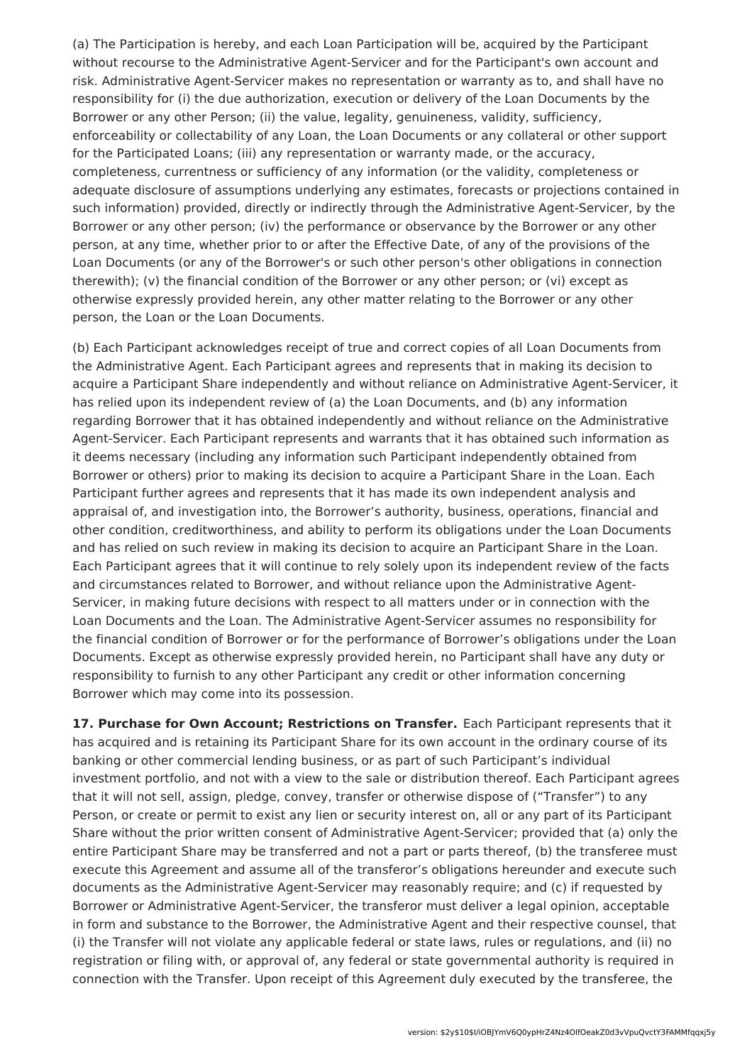(a) The Participation is hereby, and each Loan Participation will be, acquired by the Participant without recourse to the Administrative Agent-Servicer and for the Participant's own account and risk. Administrative Agent-Servicer makes no representation or warranty as to, and shall have no responsibility for (i) the due authorization, execution or delivery of the Loan Documents by the Borrower or any other Person; (ii) the value, legality, genuineness, validity, sufficiency, enforceability or collectability of any Loan, the Loan Documents or any collateral or other support for the Participated Loans; (iii) any representation or warranty made, or the accuracy, completeness, currentness or sufficiency of any information (or the validity, completeness or adequate disclosure of assumptions underlying any estimates, forecasts or projections contained in such information) provided, directly or indirectly through the Administrative Agent-Servicer, by the Borrower or any other person; (iv) the performance or observance by the Borrower or any other person, at any time, whether prior to or after the Effective Date, of any of the provisions of the Loan Documents (or any of the Borrower's or such other person's other obligations in connection therewith); (v) the financial condition of the Borrower or any other person; or (vi) except as otherwise expressly provided herein, any other matter relating to the Borrower or any other person, the Loan or the Loan Documents.

(b) Each Participant acknowledges receipt of true and correct copies of all Loan Documents from the Administrative Agent. Each Participant agrees and represents that in making its decision to acquire a Participant Share independently and without reliance on Administrative Agent-Servicer, it has relied upon its independent review of (a) the Loan Documents, and (b) any information regarding Borrower that it has obtained independently and without reliance on the Administrative Agent-Servicer. Each Participant represents and warrants that it has obtained such information as it deems necessary (including any information such Participant independently obtained from Borrower or others) prior to making its decision to acquire a Participant Share in the Loan. Each Participant further agrees and represents that it has made its own independent analysis and appraisal of, and investigation into, the Borrower's authority, business, operations, financial and other condition, creditworthiness, and ability to perform its obligations under the Loan Documents and has relied on such review in making its decision to acquire an Participant Share in the Loan. Each Participant agrees that it will continue to rely solely upon its independent review of the facts and circumstances related to Borrower, and without reliance upon the Administrative Agent-Servicer, in making future decisions with respect to all matters under or in connection with the Loan Documents and the Loan. The Administrative Agent-Servicer assumes no responsibility for the financial condition of Borrower or for the performance of Borrower's obligations under the Loan Documents. Except as otherwise expressly provided herein, no Participant shall have any duty or responsibility to furnish to any other Participant any credit or other information concerning Borrower which may come into its possession.

**17. Purchase for Own Account; Restrictions on Transfer.** Each Participant represents that it has acquired and is retaining its Participant Share for its own account in the ordinary course of its banking or other commercial lending business, or as part of such Participant's individual investment portfolio, and not with a view to the sale or distribution thereof. Each Participant agrees that it will not sell, assign, pledge, convey, transfer or otherwise dispose of ("Transfer") to any Person, or create or permit to exist any lien or security interest on, all or any part of its Participant Share without the prior written consent of Administrative Agent-Servicer; provided that (a) only the entire Participant Share may be transferred and not a part or parts thereof, (b) the transferee must execute this Agreement and assume all of the transferor's obligations hereunder and execute such documents as the Administrative Agent-Servicer may reasonably require; and (c) if requested by Borrower or Administrative Agent-Servicer, the transferor must deliver a legal opinion, acceptable in form and substance to the Borrower, the Administrative Agent and their respective counsel, that (i) the Transfer will not violate any applicable federal or state laws, rules or regulations, and (ii) no registration or filing with, or approval of, any federal or state governmental authority is required in connection with the Transfer. Upon receipt of this Agreement duly executed by the transferee, the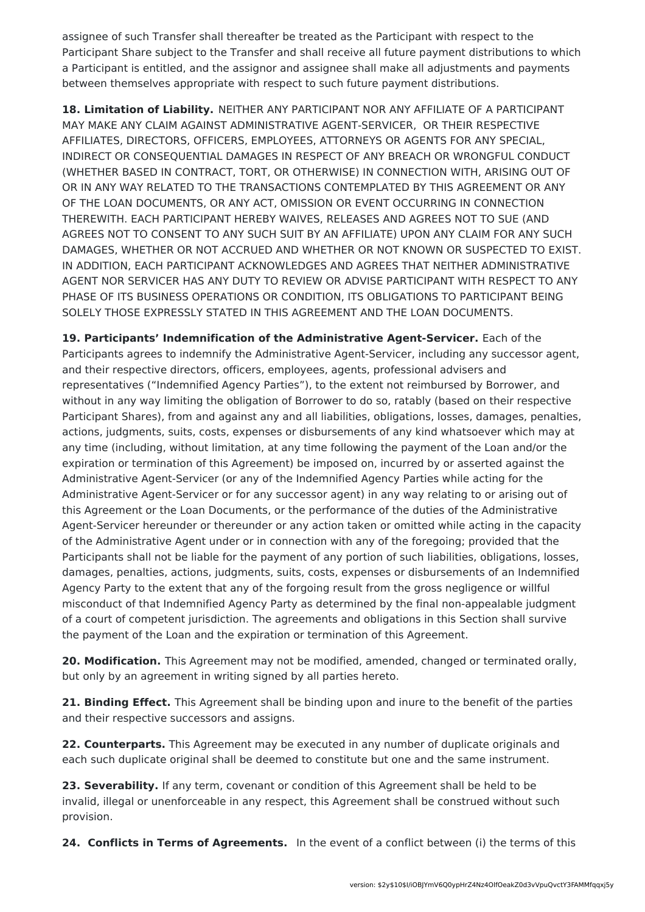assignee of such Transfer shall thereafter be treated as the Participant with respect to the Participant Share subject to the Transfer and shall receive all future payment distributions to which a Participant is entitled, and the assignor and assignee shall make all adjustments and payments between themselves appropriate with respect to such future payment distributions.

**18. Limitation of Liability.** NEITHER ANY PARTICIPANT NOR ANY AFFILIATE OF A PARTICIPANT MAY MAKE ANY CLAIM AGAINST ADMINISTRATIVE AGENT-SERVICER, OR THEIR RESPECTIVE AFFILIATES, DIRECTORS, OFFICERS, EMPLOYEES, ATTORNEYS OR AGENTS FOR ANY SPECIAL, INDIRECT OR CONSEQUENTIAL DAMAGES IN RESPECT OF ANY BREACH OR WRONGFUL CONDUCT (WHETHER BASED IN CONTRACT, TORT, OR OTHERWISE) IN CONNECTION WITH, ARISING OUT OF OR IN ANY WAY RELATED TO THE TRANSACTIONS CONTEMPLATED BY THIS AGREEMENT OR ANY OF THE LOAN DOCUMENTS, OR ANY ACT, OMISSION OR EVENT OCCURRING IN CONNECTION THEREWITH. EACH PARTICIPANT HEREBY WAIVES, RELEASES AND AGREES NOT TO SUE (AND AGREES NOT TO CONSENT TO ANY SUCH SUIT BY AN AFFILIATE) UPON ANY CLAIM FOR ANY SUCH DAMAGES, WHETHER OR NOT ACCRUED AND WHETHER OR NOT KNOWN OR SUSPECTED TO EXIST. IN ADDITION, EACH PARTICIPANT ACKNOWLEDGES AND AGREES THAT NEITHER ADMINISTRATIVE AGENT NOR SERVICER HAS ANY DUTY TO REVIEW OR ADVISE PARTICIPANT WITH RESPECT TO ANY PHASE OF ITS BUSINESS OPERATIONS OR CONDITION, ITS OBLIGATIONS TO PARTICIPANT BEING SOLELY THOSE EXPRESSLY STATED IN THIS AGREEMENT AND THE LOAN DOCUMENTS.

**19. Participants' Indemnification of the Administrative Agent-Servicer.** Each of the Participants agrees to indemnify the Administrative Agent-Servicer, including any successor agent, and their respective directors, officers, employees, agents, professional advisers and representatives ("Indemnified Agency Parties"), to the extent not reimbursed by Borrower, and without in any way limiting the obligation of Borrower to do so, ratably (based on their respective Participant Shares), from and against any and all liabilities, obligations, losses, damages, penalties, actions, judgments, suits, costs, expenses or disbursements of any kind whatsoever which may at any time (including, without limitation, at any time following the payment of the Loan and/or the expiration or termination of this Agreement) be imposed on, incurred by or asserted against the Administrative Agent-Servicer (or any of the Indemnified Agency Parties while acting for the Administrative Agent-Servicer or for any successor agent) in any way relating to or arising out of this Agreement or the Loan Documents, or the performance of the duties of the Administrative Agent-Servicer hereunder or thereunder or any action taken or omitted while acting in the capacity of the Administrative Agent under or in connection with any of the foregoing; provided that the Participants shall not be liable for the payment of any portion of such liabilities, obligations, losses, damages, penalties, actions, judgments, suits, costs, expenses or disbursements of an Indemnified Agency Party to the extent that any of the forgoing result from the gross negligence or willful misconduct of that Indemnified Agency Party as determined by the final non-appealable judgment of a court of competent jurisdiction. The agreements and obligations in this Section shall survive the payment of the Loan and the expiration or termination of this Agreement.

**20. Modification.** This Agreement may not be modified, amended, changed or terminated orally, but only by an agreement in writing signed by all parties hereto.

**21. Binding Effect.** This Agreement shall be binding upon and inure to the benefit of the parties and their respective successors and assigns.

**22. Counterparts.** This Agreement may be executed in any number of duplicate originals and each such duplicate original shall be deemed to constitute but one and the same instrument.

**23. Severability.** If any term, covenant or condition of this Agreement shall be held to be invalid, illegal or unenforceable in any respect, this Agreement shall be construed without such provision.

**24. Conflicts in Terms of Agreements.** In the event of a conflict between (i) the terms of this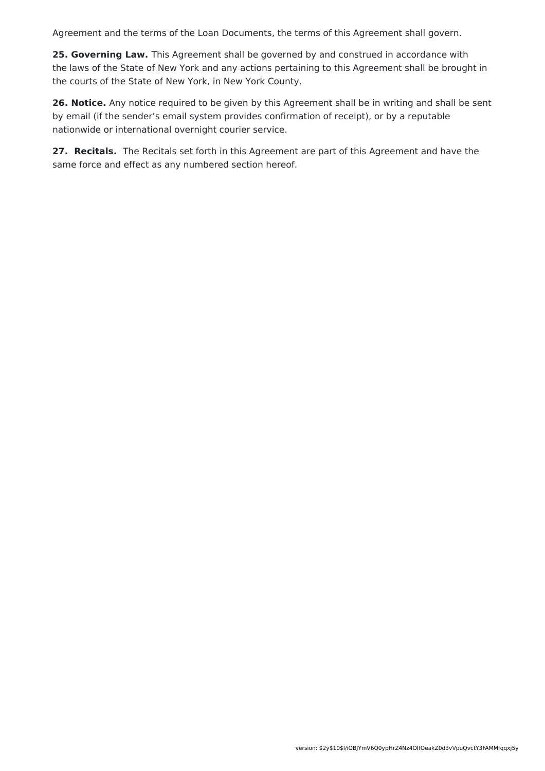Agreement and the terms of the Loan Documents, the terms of this Agreement shall govern.

**25. Governing Law.** This Agreement shall be governed by and construed in accordance with the laws of the State of New York and any actions pertaining to this Agreement shall be brought in the courts of the State of New York, in New York County.

**26. Notice.** Any notice required to be given by this Agreement shall be in writing and shall be sent by email (if the sender's email system provides confirmation of receipt), or by a reputable nationwide or international overnight courier service.

**27. Recitals.** The Recitals set forth in this Agreement are part of this Agreement and have the same force and effect as any numbered section hereof.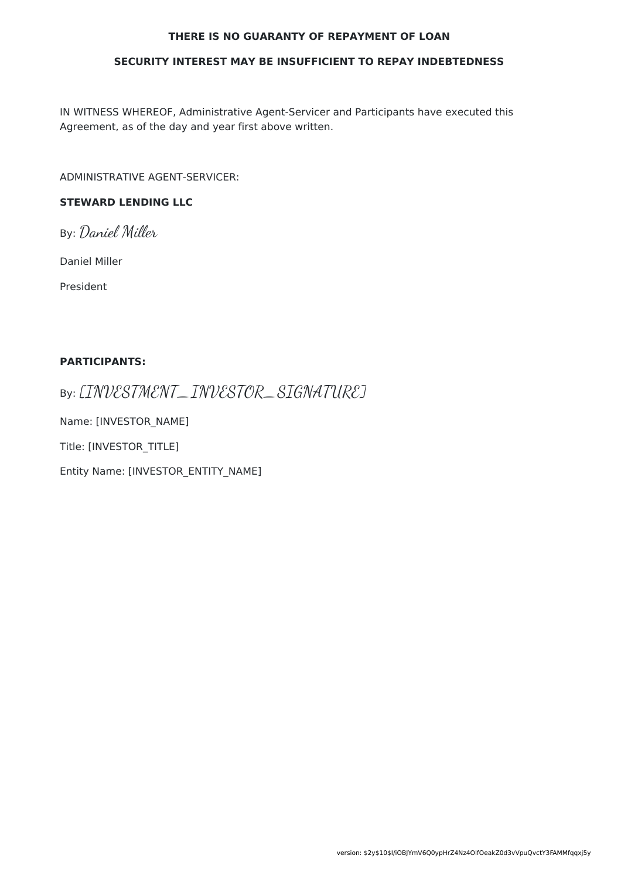**THERE IS NO GUARANTY OF REPAYMENT OF LOAN**

**SECURITY INTEREST MAY BE INSUFFICIENT TO REPAY INDEBTEDNESS**

IN WITNESS WHEREOF, Administrative Agent-Servicer and Participants have executed this Agreement, as of the day and year first above written.

ADMINISTRATIVE AGENT-SERVICER:

**STEWARD LENDING LLC**

By: *Daniel Miller*

Daniel Miller

President

**PARTICIPANTS:**

By: *[INVESTMENT_INVESTOR_SIGNATURE]*

Name: [INVESTOR_NAME]

Title: [INVESTOR_TITLE]

Entity Name: [INVESTOR_ENTITY_NAME]

version: $2y$10$I/iOBJYmV6Q0ypHrZ4Nz4OIfOeakZ0d3vVpuQvctY3FAMMfqqxj5y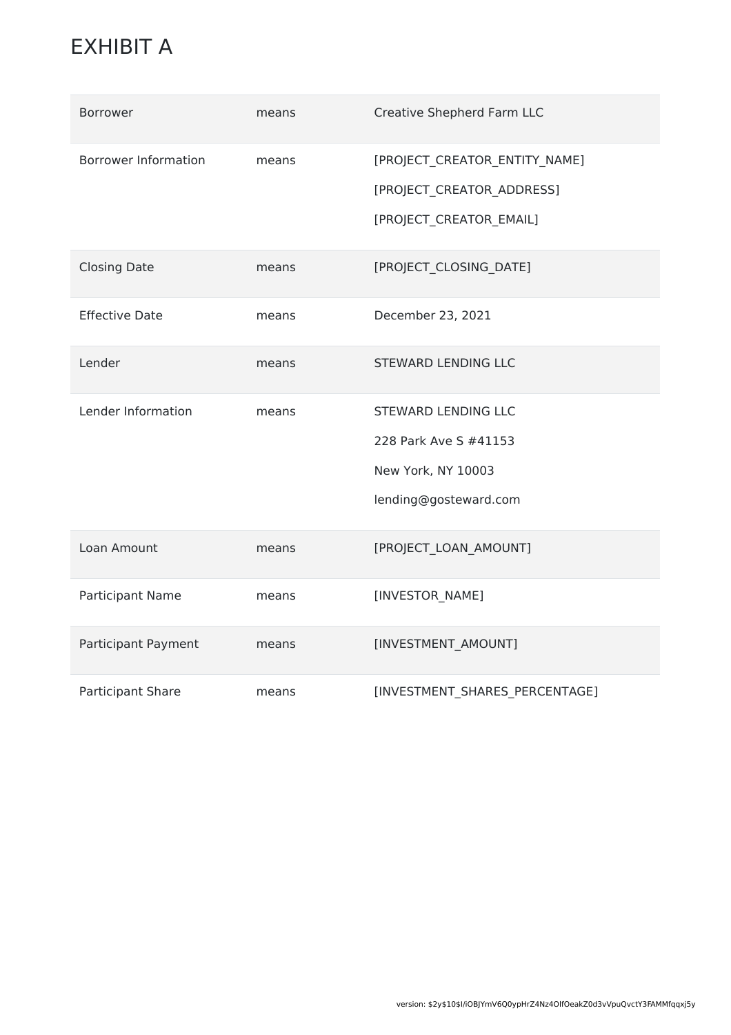# EXHIBIT A

| | | |
|---|---|---|
| Borrower | means | Creative Shepherd Farm LLC |
| Borrower Information | means | [PROJECT_CREATOR_ENTITY_NAME]<br>[PROJECT_CREATOR_ADDRESS]<br>[PROJECT_CREATOR_EMAIL] |
| Closing Date | means | [PROJECT_CLOSING_DATE] |
| Effective Date | means | December 23, 2021 |
| Lender | means | STEWARD LENDING LLC |
| Lender Information | means | STEWARD LENDING LLC<br>228 Park Ave S #41153<br>New York, NY 10003<br>lending@gosteward.com |
| Loan Amount | means | [PROJECT_LOAN_AMOUNT] |
| Participant Name | means | [INVESTOR_NAME] |
| Participant Payment | means | [INVESTMENT_AMOUNT] |
| Participant Share | means | [INVESTMENT_SHARES_PERCENTAGE] |

version: $2y$10$l/iOBJYmV6Q0ypHrZ4Nz4OlfOeakZ0d3vVpuQvctY3FAMMfqqxj5y